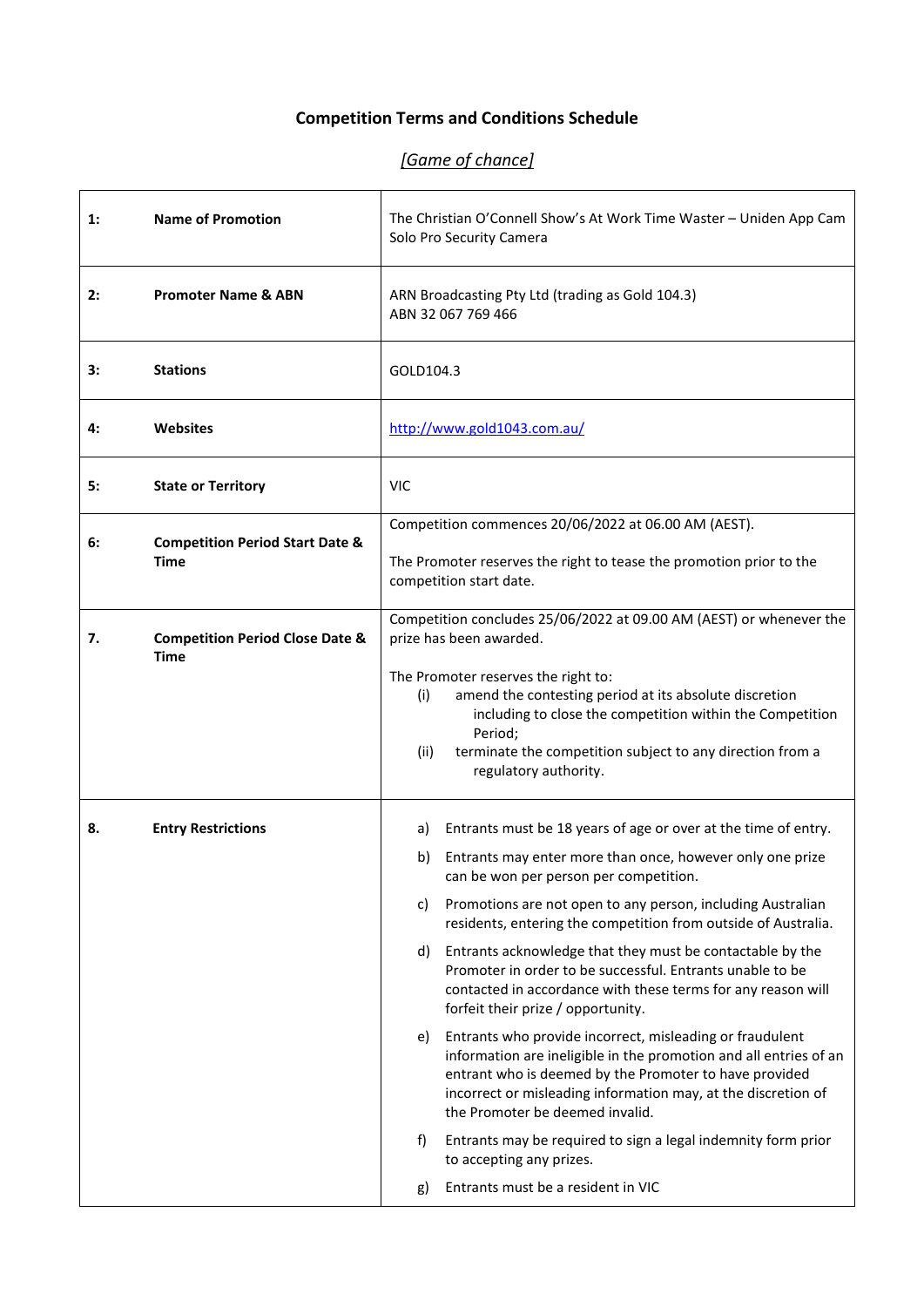# Competition Terms and Conditions Schedule

*[Game of chance]*

| | | |
|---|---|---|
| 1: | **Name of Promotion** | The Christian O'Connell Show's At Work Time Waster – Uniden App Cam Solo Pro Security Camera |
| 2: | **Promoter Name & ABN** | ARN Broadcasting Pty Ltd (trading as Gold 104.3)<br>ABN 32 067 769 466 |
| 3: | **Stations** | GOLD104.3 |
| 4: | **Websites** | http://www.gold1043.com.au/ |
| 5: | **State or Territory** | VIC |
| 6: | **Competition Period Start Date & Time** | Competition commences 20/06/2022 at 06.00 AM (AEST).<br><br>The Promoter reserves the right to tease the promotion prior to the competition start date. |
| 7. | **Competition Period Close Date & Time** | Competition concludes 25/06/2022 at 09.00 AM (AEST) or whenever the prize has been awarded.<br><br>The Promoter reserves the right to:<br>(i) amend the contesting period at its absolute discretion including to close the competition within the Competition Period;<br>(ii) terminate the competition subject to any direction from a regulatory authority. |
| 8. | **Entry Restrictions** | a) Entrants must be 18 years of age or over at the time of entry.<br>b) Entrants may enter more than once, however only one prize can be won per person per competition.<br>c) Promotions are not open to any person, including Australian residents, entering the competition from outside of Australia.<br>d) Entrants acknowledge that they must be contactable by the Promoter in order to be successful. Entrants unable to be contacted in accordance with these terms for any reason will forfeit their prize / opportunity.<br>e) Entrants who provide incorrect, misleading or fraudulent information are ineligible in the promotion and all entries of an entrant who is deemed by the Promoter to have provided incorrect or misleading information may, at the discretion of the Promoter be deemed invalid.<br>f) Entrants may be required to sign a legal indemnity form prior to accepting any prizes.<br>g) Entrants must be a resident in VIC |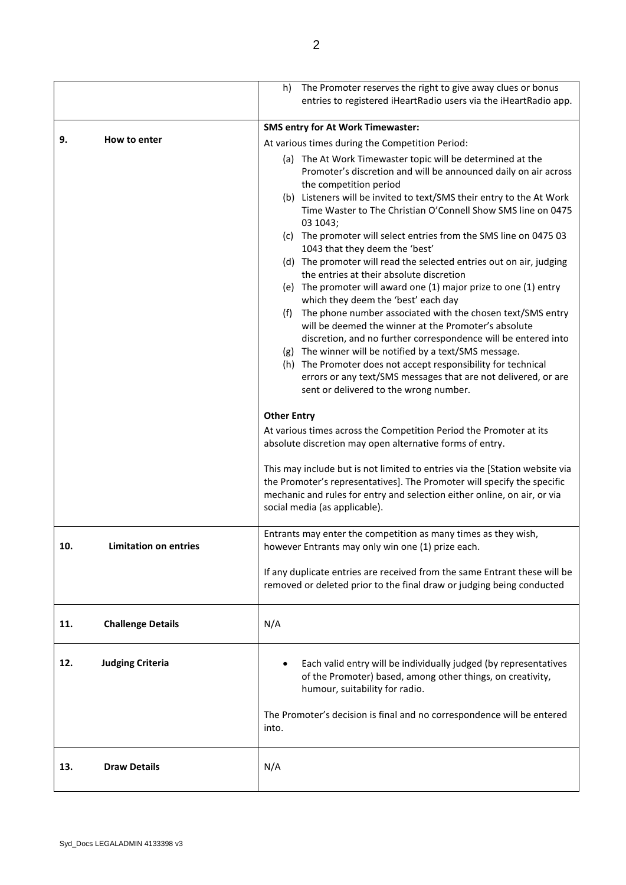| | |
|---|---|
| | h) The Promoter reserves the right to give away clues or bonus entries to registered iHeartRadio users via the iHeartRadio app. |
| **9. How to enter** | **SMS entry for At Work Timewaster:**<br><br>At various times during the Competition Period:<br><br>(a) The At Work Timewaster topic will be determined at the Promoter's discretion and will be announced daily on air across the competition period<br>(b) Listeners will be invited to text/SMS their entry to the At Work Time Waster to The Christian O'Connell Show SMS line on 0475 03 1043;<br>(c) The promoter will select entries from the SMS line on 0475 03 1043 that they deem the 'best'<br>(d) The promoter will read the selected entries out on air, judging the entries at their absolute discretion<br>(e) The promoter will award one (1) major prize to one (1) entry which they deem the 'best' each day<br>(f) The phone number associated with the chosen text/SMS entry will be deemed the winner at the Promoter's absolute discretion, and no further correspondence will be entered into<br>(g) The winner will be notified by a text/SMS message.<br>(h) The Promoter does not accept responsibility for technical errors or any text/SMS messages that are not delivered, or are sent or delivered to the wrong number.<br><br>**Other Entry**<br><br>At various times across the Competition Period the Promoter at its absolute discretion may open alternative forms of entry.<br><br>This may include but is not limited to entries via the [Station website via the Promoter's representatives]. The Promoter will specify the specific mechanic and rules for entry and selection either online, on air, or via social media (as applicable). |
| **10. Limitation on entries** | Entrants may enter the competition as many times as they wish, however Entrants may only win one (1) prize each.<br><br>If any duplicate entries are received from the same Entrant these will be removed or deleted prior to the final draw or judging being conducted |
| **11. Challenge Details** | N/A |
| **12. Judging Criteria** | • Each valid entry will be individually judged (by representatives of the Promoter) based, among other things, on creativity, humour, suitability for radio.<br><br>The Promoter's decision is final and no correspondence will be entered into. |
| **13. Draw Details** | N/A |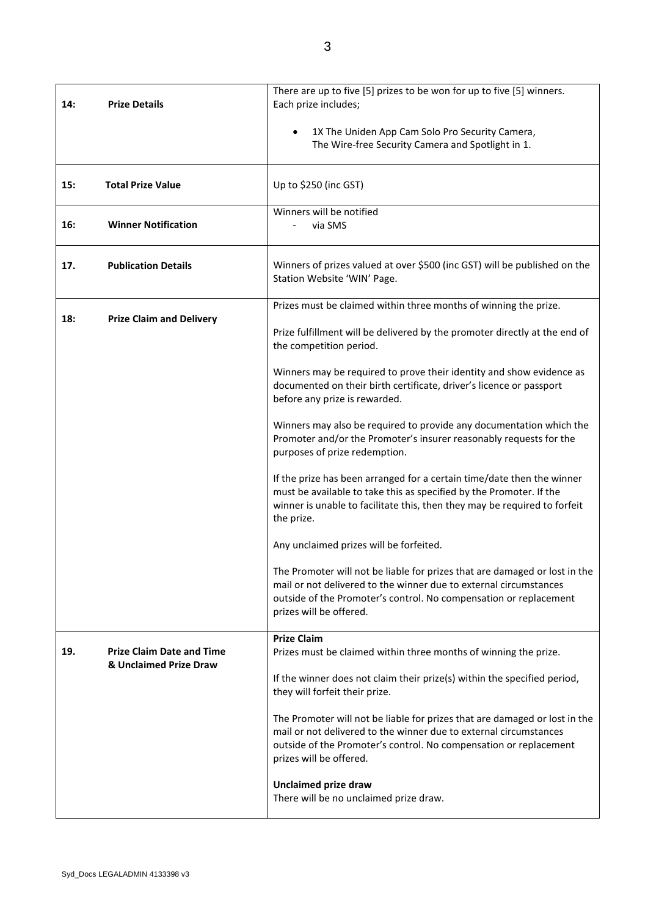| | | |
|---|---|---|
| 14: | **Prize Details** | There are up to five [5] prizes to be won for up to five [5] winners.<br>Each prize includes;<br><br>• 1X The Uniden App Cam Solo Pro Security Camera, The Wire-free Security Camera and Spotlight in 1. |
| 15: | **Total Prize Value** | Up to $250 (inc GST) |
| 16: | **Winner Notification** | Winners will be notified<br>- via SMS |
| 17. | **Publication Details** | Winners of prizes valued at over $500 (inc GST) will be published on the Station Website 'WIN' Page. |
| 18: | **Prize Claim and Delivery** | Prizes must be claimed within three months of winning the prize.<br><br>Prize fulfillment will be delivered by the promoter directly at the end of the competition period.<br><br>Winners may be required to prove their identity and show evidence as documented on their birth certificate, driver's licence or passport before any prize is rewarded.<br><br>Winners may also be required to provide any documentation which the Promoter and/or the Promoter's insurer reasonably requests for the purposes of prize redemption.<br><br>If the prize has been arranged for a certain time/date then the winner must be available to take this as specified by the Promoter. If the winner is unable to facilitate this, then they may be required to forfeit the prize.<br><br>Any unclaimed prizes will be forfeited.<br><br>The Promoter will not be liable for prizes that are damaged or lost in the mail or not delivered to the winner due to external circumstances outside of the Promoter's control. No compensation or replacement prizes will be offered. |
| 19. | **Prize Claim Date and Time & Unclaimed Prize Draw** | **Prize Claim**<br>Prizes must be claimed within three months of winning the prize.<br><br>If the winner does not claim their prize(s) within the specified period, they will forfeit their prize.<br><br>The Promoter will not be liable for prizes that are damaged or lost in the mail or not delivered to the winner due to external circumstances outside of the Promoter's control. No compensation or replacement prizes will be offered.<br><br>**Unclaimed prize draw**<br>There will be no unclaimed prize draw. |

Syd_Docs LEGALADMIN 4133398 v3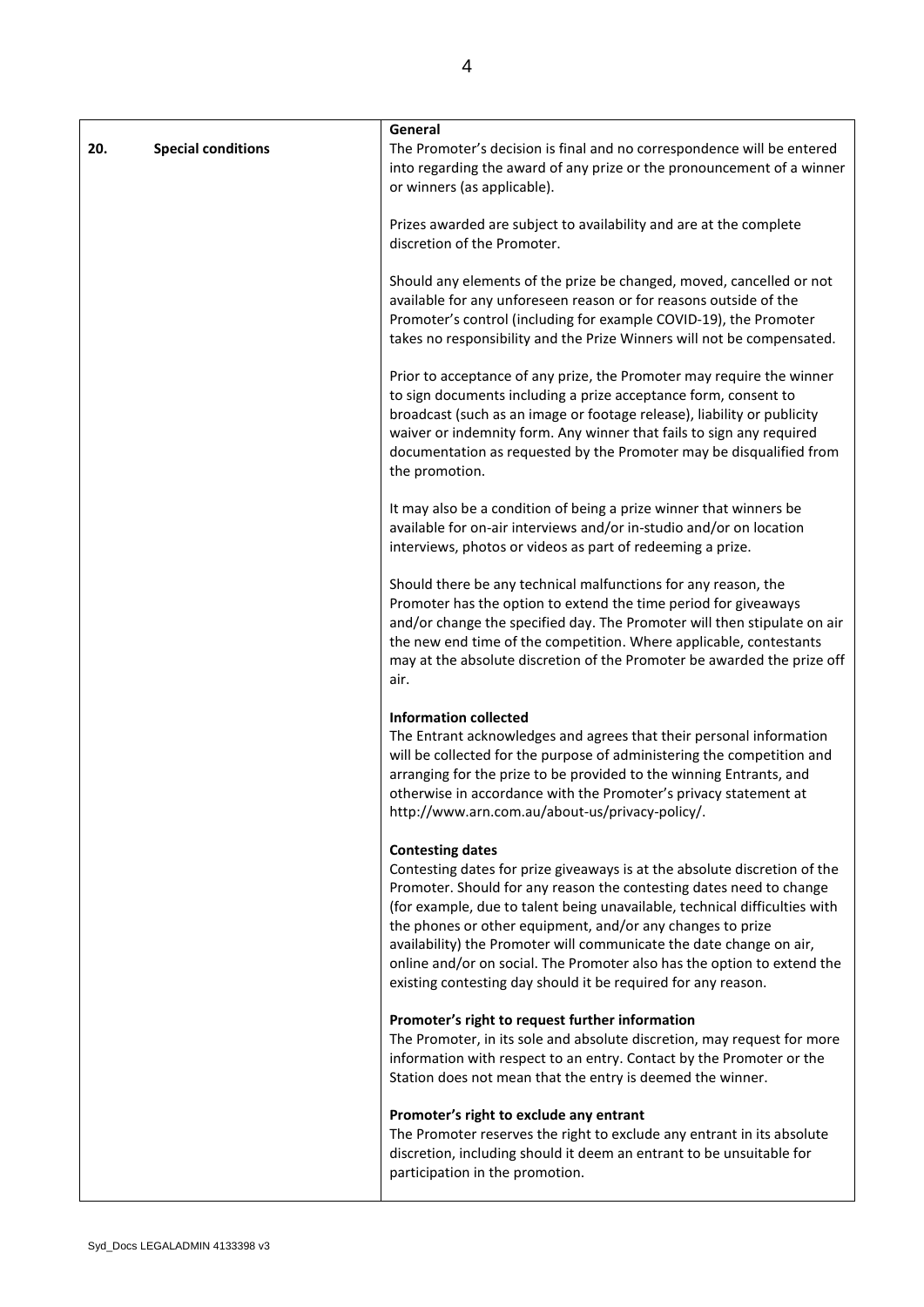| 20. Special conditions | **General**<br>The Promoter's decision is final and no correspondence will be entered into regarding the award of any prize or the pronouncement of a winner or winners (as applicable).<br><br>Prizes awarded are subject to availability and are at the complete discretion of the Promoter.<br><br>Should any elements of the prize be changed, moved, cancelled or not available for any unforeseen reason or for reasons outside of the Promoter's control (including for example COVID-19), the Promoter takes no responsibility and the Prize Winners will not be compensated.<br><br>Prior to acceptance of any prize, the Promoter may require the winner to sign documents including a prize acceptance form, consent to broadcast (such as an image or footage release), liability or publicity waiver or indemnity form. Any winner that fails to sign any required documentation as requested by the Promoter may be disqualified from the promotion.<br><br>It may also be a condition of being a prize winner that winners be available for on-air interviews and/or in-studio and/or on location interviews, photos or videos as part of redeeming a prize.<br><br>Should there be any technical malfunctions for any reason, the Promoter has the option to extend the time period for giveaways and/or change the specified day. The Promoter will then stipulate on air the new end time of the competition. Where applicable, contestants may at the absolute discretion of the Promoter be awarded the prize off air.<br><br>**Information collected**<br>The Entrant acknowledges and agrees that their personal information will be collected for the purpose of administering the competition and arranging for the prize to be provided to the winning Entrants, and otherwise in accordance with the Promoter's privacy statement at http://www.arn.com.au/about-us/privacy-policy/.<br><br>**Contesting dates**<br>Contesting dates for prize giveaways is at the absolute discretion of the Promoter. Should for any reason the contesting dates need to change (for example, due to talent being unavailable, technical difficulties with the phones or other equipment, and/or any changes to prize availability) the Promoter will communicate the date change on air, online and/or on social. The Promoter also has the option to extend the existing contesting day should it be required for any reason.<br><br>**Promoter's right to request further information**<br>The Promoter, in its sole and absolute discretion, may request for more information with respect to an entry. Contact by the Promoter or the Station does not mean that the entry is deemed the winner.<br><br>**Promoter's right to exclude any entrant**<br>The Promoter reserves the right to exclude any entrant in its absolute discretion, including should it deem an entrant to be unsuitable for participation in the promotion. |
|---|---|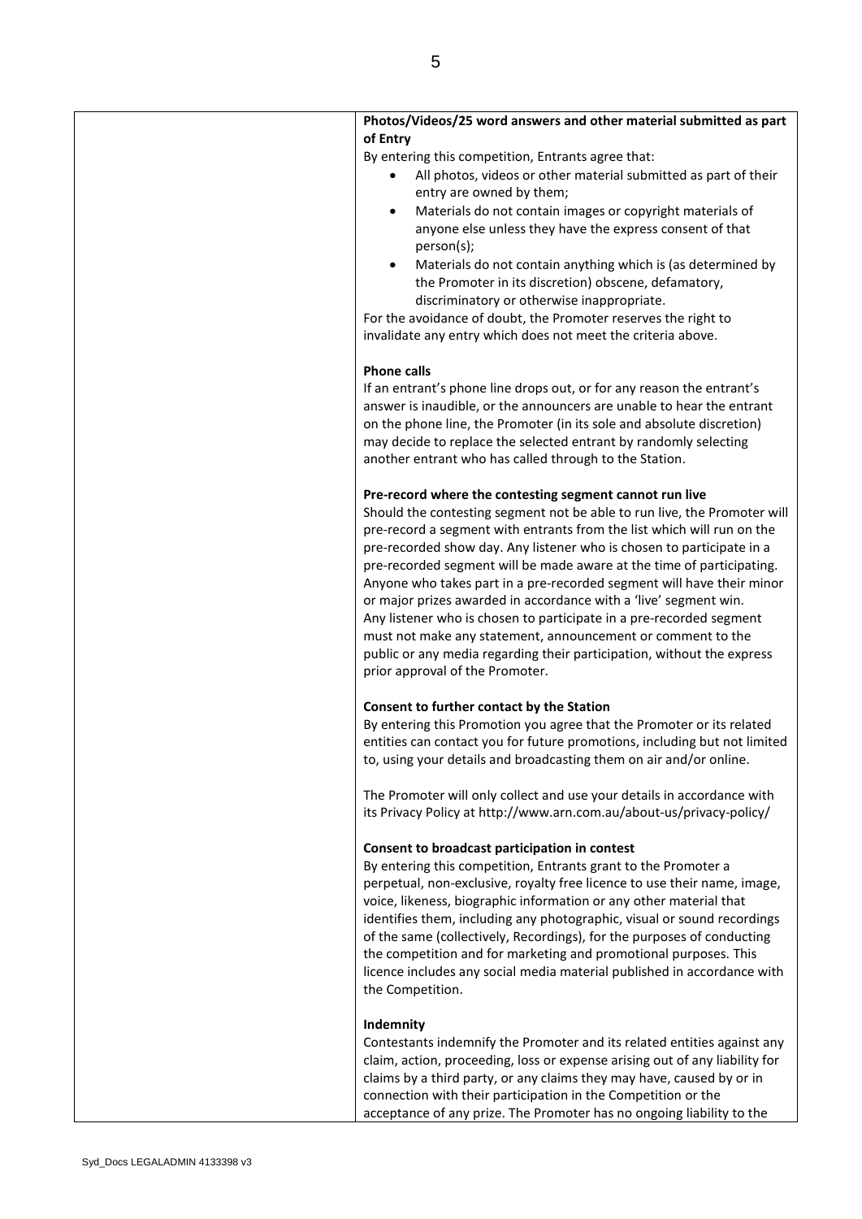| | **Photos/Videos/25 word answers and other material submitted as part of Entry**<br>By entering this competition, Entrants agree that:<br>• All photos, videos or other material submitted as part of their entry are owned by them;<br>• Materials do not contain images or copyright materials of anyone else unless they have the express consent of that person(s);<br>• Materials do not contain anything which is (as determined by the Promoter in its discretion) obscene, defamatory, discriminatory or otherwise inappropriate.<br>For the avoidance of doubt, the Promoter reserves the right to invalidate any entry which does not meet the criteria above.<br><br>**Phone calls**<br>If an entrant's phone line drops out, or for any reason the entrant's answer is inaudible, or the announcers are unable to hear the entrant on the phone line, the Promoter (in its sole and absolute discretion) may decide to replace the selected entrant by randomly selecting another entrant who has called through to the Station.<br><br>**Pre-record where the contesting segment cannot run live**<br>Should the contesting segment not be able to run live, the Promoter will pre-record a segment with entrants from the list which will run on the pre-recorded show day. Any listener who is chosen to participate in a pre-recorded segment will be made aware at the time of participating. Anyone who takes part in a pre-recorded segment will have their minor or major prizes awarded in accordance with a 'live' segment win. Any listener who is chosen to participate in a pre-recorded segment must not make any statement, announcement or comment to the public or any media regarding their participation, without the express prior approval of the Promoter.<br><br>**Consent to further contact by the Station**<br>By entering this Promotion you agree that the Promoter or its related entities can contact you for future promotions, including but not limited to, using your details and broadcasting them on air and/or online.<br><br>The Promoter will only collect and use your details in accordance with its Privacy Policy at http://www.arn.com.au/about-us/privacy-policy/<br><br>**Consent to broadcast participation in contest**<br>By entering this competition, Entrants grant to the Promoter a perpetual, non-exclusive, royalty free licence to use their name, image, voice, likeness, biographic information or any other material that identifies them, including any photographic, visual or sound recordings of the same (collectively, Recordings), for the purposes of conducting the competition and for marketing and promotional purposes. This licence includes any social media material published in accordance with the Competition.<br><br>**Indemnity**<br>Contestants indemnify the Promoter and its related entities against any claim, action, proceeding, loss or expense arising out of any liability for claims by a third party, or any claims they may have, caused by or in connection with their participation in the Competition or the acceptance of any prize. The Promoter has no ongoing liability to the |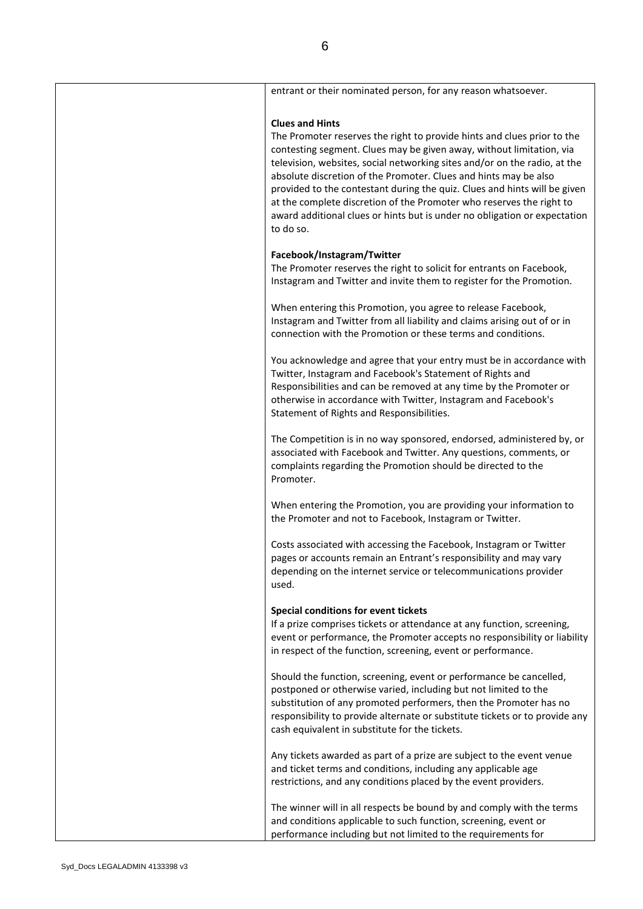entrant or their nominated person, for any reason whatsoever.

**Clues and Hints**

The Promoter reserves the right to provide hints and clues prior to the contesting segment. Clues may be given away, without limitation, via television, websites, social networking sites and/or on the radio, at the absolute discretion of the Promoter. Clues and hints may be also provided to the contestant during the quiz. Clues and hints will be given at the complete discretion of the Promoter who reserves the right to award additional clues or hints but is under no obligation or expectation to do so.

**Facebook/Instagram/Twitter**

The Promoter reserves the right to solicit for entrants on Facebook, Instagram and Twitter and invite them to register for the Promotion.

When entering this Promotion, you agree to release Facebook, Instagram and Twitter from all liability and claims arising out of or in connection with the Promotion or these terms and conditions.

You acknowledge and agree that your entry must be in accordance with Twitter, Instagram and Facebook's Statement of Rights and Responsibilities and can be removed at any time by the Promoter or otherwise in accordance with Twitter, Instagram and Facebook's Statement of Rights and Responsibilities.

The Competition is in no way sponsored, endorsed, administered by, or associated with Facebook and Twitter. Any questions, comments, or complaints regarding the Promotion should be directed to the Promoter.

When entering the Promotion, you are providing your information to the Promoter and not to Facebook, Instagram or Twitter.

Costs associated with accessing the Facebook, Instagram or Twitter pages or accounts remain an Entrant's responsibility and may vary depending on the internet service or telecommunications provider used.

**Special conditions for event tickets**

If a prize comprises tickets or attendance at any function, screening, event or performance, the Promoter accepts no responsibility or liability in respect of the function, screening, event or performance.

Should the function, screening, event or performance be cancelled, postponed or otherwise varied, including but not limited to the substitution of any promoted performers, then the Promoter has no responsibility to provide alternate or substitute tickets or to provide any cash equivalent in substitute for the tickets.

Any tickets awarded as part of a prize are subject to the event venue and ticket terms and conditions, including any applicable age restrictions, and any conditions placed by the event providers.

The winner will in all respects be bound by and comply with the terms and conditions applicable to such function, screening, event or performance including but not limited to the requirements for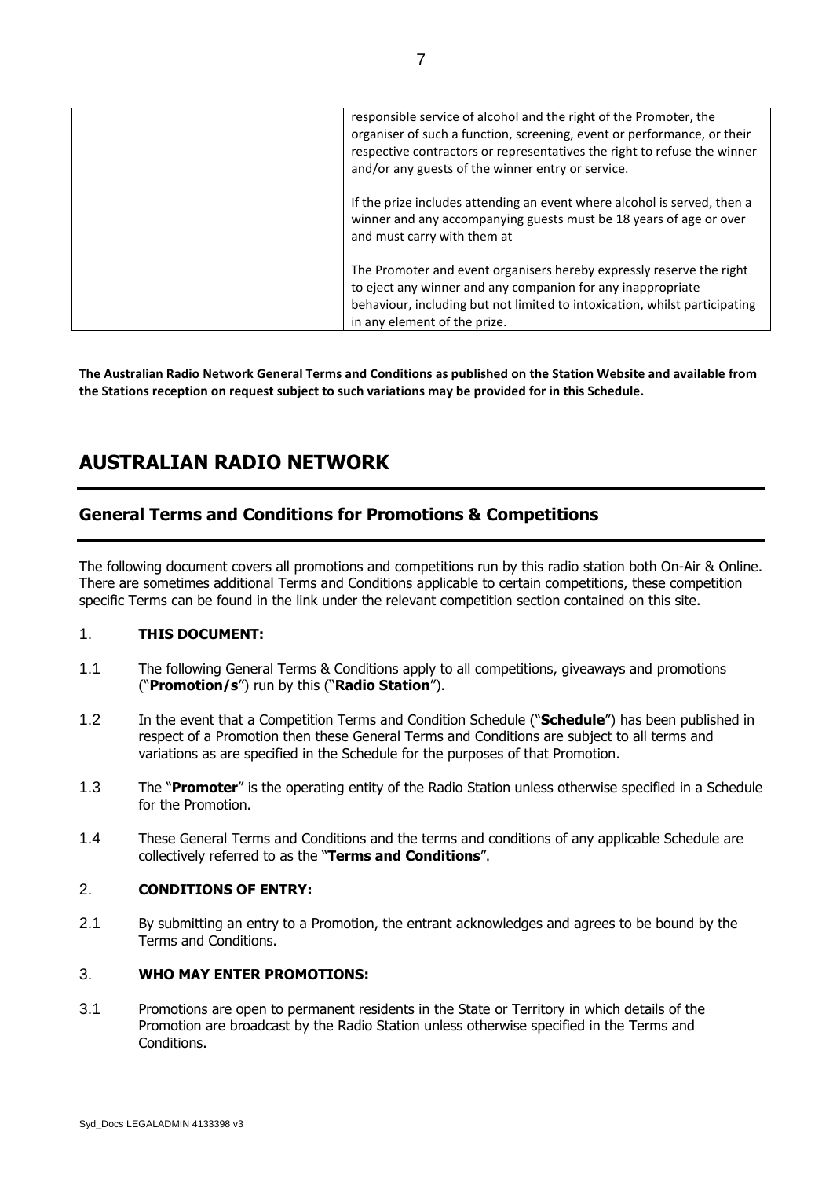| | responsible service of alcohol and the right of the Promoter, the organiser of such a function, screening, event or performance, or their respective contractors or representatives the right to refuse the winner and/or any guests of the winner entry or service.<br><br>If the prize includes attending an event where alcohol is served, then a winner and any accompanying guests must be 18 years of age or over and must carry with them at<br><br>The Promoter and event organisers hereby expressly reserve the right to eject any winner and any companion for any inappropriate behaviour, including but not limited to intoxication, whilst participating in any element of the prize. |
|---|---|

**The Australian Radio Network General Terms and Conditions as published on the Station Website and available from the Stations reception on request subject to such variations may be provided for in this Schedule.**

# AUSTRALIAN RADIO NETWORK

## General Terms and Conditions for Promotions & Competitions

The following document covers all promotions and competitions run by this radio station both On-Air & Online. There are sometimes additional Terms and Conditions applicable to certain competitions, these competition specific Terms can be found in the link under the relevant competition section contained on this site.

1. **THIS DOCUMENT:**

1.1 The following General Terms & Conditions apply to all competitions, giveaways and promotions ("**Promotion/s**") run by this ("**Radio Station**").

1.2 In the event that a Competition Terms and Condition Schedule ("**Schedule**") has been published in respect of a Promotion then these General Terms and Conditions are subject to all terms and variations as are specified in the Schedule for the purposes of that Promotion.

1.3 The "**Promoter**" is the operating entity of the Radio Station unless otherwise specified in a Schedule for the Promotion.

1.4 These General Terms and Conditions and the terms and conditions of any applicable Schedule are collectively referred to as the "**Terms and Conditions**".

2. **CONDITIONS OF ENTRY:**

2.1 By submitting an entry to a Promotion, the entrant acknowledges and agrees to be bound by the Terms and Conditions.

3. **WHO MAY ENTER PROMOTIONS:**

3.1 Promotions are open to permanent residents in the State or Territory in which details of the Promotion are broadcast by the Radio Station unless otherwise specified in the Terms and Conditions.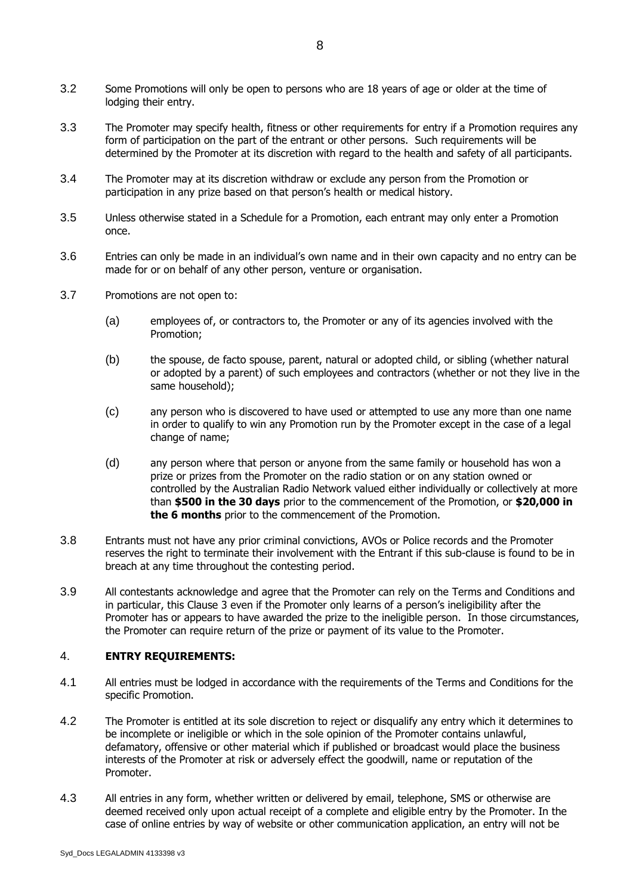3.2 Some Promotions will only be open to persons who are 18 years of age or older at the time of lodging their entry.

3.3 The Promoter may specify health, fitness or other requirements for entry if a Promotion requires any form of participation on the part of the entrant or other persons. Such requirements will be determined by the Promoter at its discretion with regard to the health and safety of all participants.

3.4 The Promoter may at its discretion withdraw or exclude any person from the Promotion or participation in any prize based on that person's health or medical history.

3.5 Unless otherwise stated in a Schedule for a Promotion, each entrant may only enter a Promotion once.

3.6 Entries can only be made in an individual's own name and in their own capacity and no entry can be made for or on behalf of any other person, venture or organisation.

3.7 Promotions are not open to:

(a) employees of, or contractors to, the Promoter or any of its agencies involved with the Promotion;

(b) the spouse, de facto spouse, parent, natural or adopted child, or sibling (whether natural or adopted by a parent) of such employees and contractors (whether or not they live in the same household);

(c) any person who is discovered to have used or attempted to use any more than one name in order to qualify to win any Promotion run by the Promoter except in the case of a legal change of name;

(d) any person where that person or anyone from the same family or household has won a prize or prizes from the Promoter on the radio station or on any station owned or controlled by the Australian Radio Network valued either individually or collectively at more than **$500 in the 30 days** prior to the commencement of the Promotion, or **$20,000 in the 6 months** prior to the commencement of the Promotion.

3.8 Entrants must not have any prior criminal convictions, AVOs or Police records and the Promoter reserves the right to terminate their involvement with the Entrant if this sub-clause is found to be in breach at any time throughout the contesting period.

3.9 All contestants acknowledge and agree that the Promoter can rely on the Terms and Conditions and in particular, this Clause 3 even if the Promoter only learns of a person's ineligibility after the Promoter has or appears to have awarded the prize to the ineligible person. In those circumstances, the Promoter can require return of the prize or payment of its value to the Promoter.

## 4. **ENTRY REQUIREMENTS:**

4.1 All entries must be lodged in accordance with the requirements of the Terms and Conditions for the specific Promotion.

4.2 The Promoter is entitled at its sole discretion to reject or disqualify any entry which it determines to be incomplete or ineligible or which in the sole opinion of the Promoter contains unlawful, defamatory, offensive or other material which if published or broadcast would place the business interests of the Promoter at risk or adversely effect the goodwill, name or reputation of the Promoter.

4.3 All entries in any form, whether written or delivered by email, telephone, SMS or otherwise are deemed received only upon actual receipt of a complete and eligible entry by the Promoter. In the case of online entries by way of website or other communication application, an entry will not be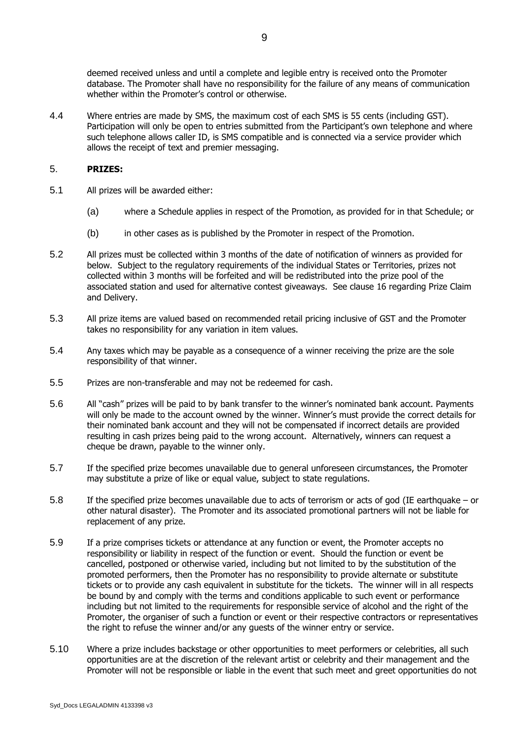deemed received unless and until a complete and legible entry is received onto the Promoter database. The Promoter shall have no responsibility for the failure of any means of communication whether within the Promoter's control or otherwise.

4.4 Where entries are made by SMS, the maximum cost of each SMS is 55 cents (including GST). Participation will only be open to entries submitted from the Participant's own telephone and where such telephone allows caller ID, is SMS compatible and is connected via a service provider which allows the receipt of text and premier messaging.

## 5. PRIZES:

5.1 All prizes will be awarded either:

(a) where a Schedule applies in respect of the Promotion, as provided for in that Schedule; or

(b) in other cases as is published by the Promoter in respect of the Promotion.

5.2 All prizes must be collected within 3 months of the date of notification of winners as provided for below. Subject to the regulatory requirements of the individual States or Territories, prizes not collected within 3 months will be forfeited and will be redistributed into the prize pool of the associated station and used for alternative contest giveaways. See clause 16 regarding Prize Claim and Delivery.

5.3 All prize items are valued based on recommended retail pricing inclusive of GST and the Promoter takes no responsibility for any variation in item values.

5.4 Any taxes which may be payable as a consequence of a winner receiving the prize are the sole responsibility of that winner.

5.5 Prizes are non-transferable and may not be redeemed for cash.

5.6 All "cash" prizes will be paid to by bank transfer to the winner's nominated bank account. Payments will only be made to the account owned by the winner. Winner's must provide the correct details for their nominated bank account and they will not be compensated if incorrect details are provided resulting in cash prizes being paid to the wrong account. Alternatively, winners can request a cheque be drawn, payable to the winner only.

5.7 If the specified prize becomes unavailable due to general unforeseen circumstances, the Promoter may substitute a prize of like or equal value, subject to state regulations.

5.8 If the specified prize becomes unavailable due to acts of terrorism or acts of god (IE earthquake – or other natural disaster). The Promoter and its associated promotional partners will not be liable for replacement of any prize.

5.9 If a prize comprises tickets or attendance at any function or event, the Promoter accepts no responsibility or liability in respect of the function or event. Should the function or event be cancelled, postponed or otherwise varied, including but not limited to by the substitution of the promoted performers, then the Promoter has no responsibility to provide alternate or substitute tickets or to provide any cash equivalent in substitute for the tickets. The winner will in all respects be bound by and comply with the terms and conditions applicable to such event or performance including but not limited to the requirements for responsible service of alcohol and the right of the Promoter, the organiser of such a function or event or their respective contractors or representatives the right to refuse the winner and/or any guests of the winner entry or service.

5.10 Where a prize includes backstage or other opportunities to meet performers or celebrities, all such opportunities are at the discretion of the relevant artist or celebrity and their management and the Promoter will not be responsible or liable in the event that such meet and greet opportunities do not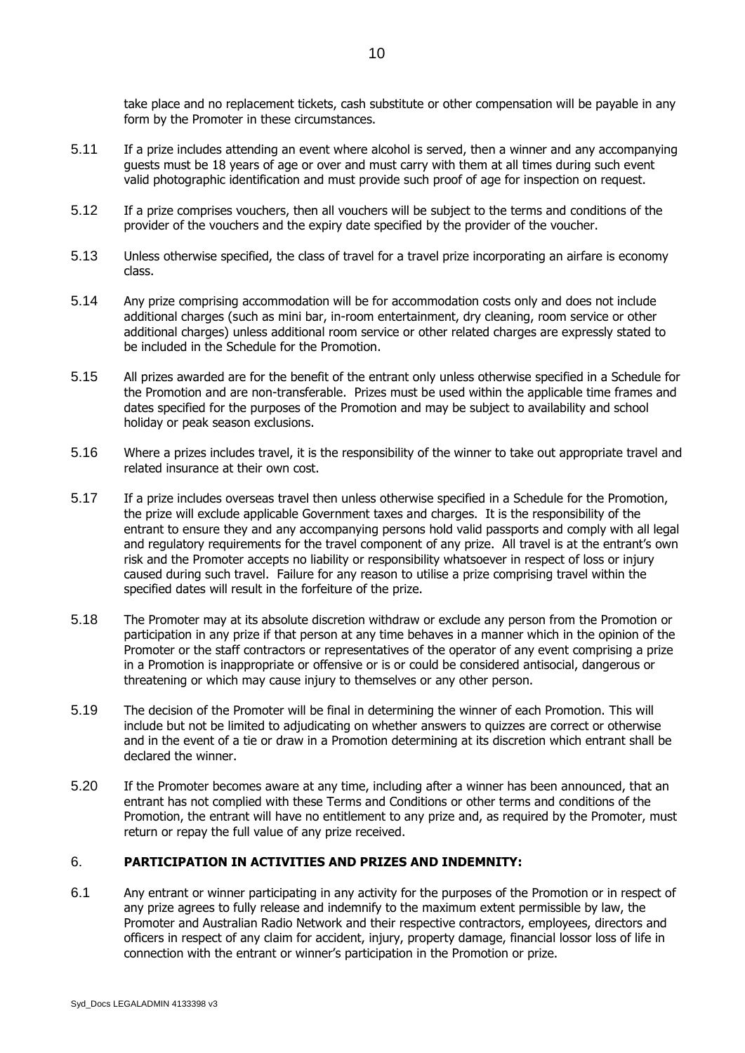take place and no replacement tickets, cash substitute or other compensation will be payable in any form by the Promoter in these circumstances.

5.11 If a prize includes attending an event where alcohol is served, then a winner and any accompanying guests must be 18 years of age or over and must carry with them at all times during such event valid photographic identification and must provide such proof of age for inspection on request.

5.12 If a prize comprises vouchers, then all vouchers will be subject to the terms and conditions of the provider of the vouchers and the expiry date specified by the provider of the voucher.

5.13 Unless otherwise specified, the class of travel for a travel prize incorporating an airfare is economy class.

5.14 Any prize comprising accommodation will be for accommodation costs only and does not include additional charges (such as mini bar, in-room entertainment, dry cleaning, room service or other additional charges) unless additional room service or other related charges are expressly stated to be included in the Schedule for the Promotion.

5.15 All prizes awarded are for the benefit of the entrant only unless otherwise specified in a Schedule for the Promotion and are non-transferable. Prizes must be used within the applicable time frames and dates specified for the purposes of the Promotion and may be subject to availability and school holiday or peak season exclusions.

5.16 Where a prizes includes travel, it is the responsibility of the winner to take out appropriate travel and related insurance at their own cost.

5.17 If a prize includes overseas travel then unless otherwise specified in a Schedule for the Promotion, the prize will exclude applicable Government taxes and charges. It is the responsibility of the entrant to ensure they and any accompanying persons hold valid passports and comply with all legal and regulatory requirements for the travel component of any prize. All travel is at the entrant's own risk and the Promoter accepts no liability or responsibility whatsoever in respect of loss or injury caused during such travel. Failure for any reason to utilise a prize comprising travel within the specified dates will result in the forfeiture of the prize.

5.18 The Promoter may at its absolute discretion withdraw or exclude any person from the Promotion or participation in any prize if that person at any time behaves in a manner which in the opinion of the Promoter or the staff contractors or representatives of the operator of any event comprising a prize in a Promotion is inappropriate or offensive or is or could be considered antisocial, dangerous or threatening or which may cause injury to themselves or any other person.

5.19 The decision of the Promoter will be final in determining the winner of each Promotion. This will include but not be limited to adjudicating on whether answers to quizzes are correct or otherwise and in the event of a tie or draw in a Promotion determining at its discretion which entrant shall be declared the winner.

5.20 If the Promoter becomes aware at any time, including after a winner has been announced, that an entrant has not complied with these Terms and Conditions or other terms and conditions of the Promotion, the entrant will have no entitlement to any prize and, as required by the Promoter, must return or repay the full value of any prize received.

## 6. PARTICIPATION IN ACTIVITIES AND PRIZES AND INDEMNITY:

6.1 Any entrant or winner participating in any activity for the purposes of the Promotion or in respect of any prize agrees to fully release and indemnify to the maximum extent permissible by law, the Promoter and Australian Radio Network and their respective contractors, employees, directors and officers in respect of any claim for accident, injury, property damage, financial lossor loss of life in connection with the entrant or winner's participation in the Promotion or prize.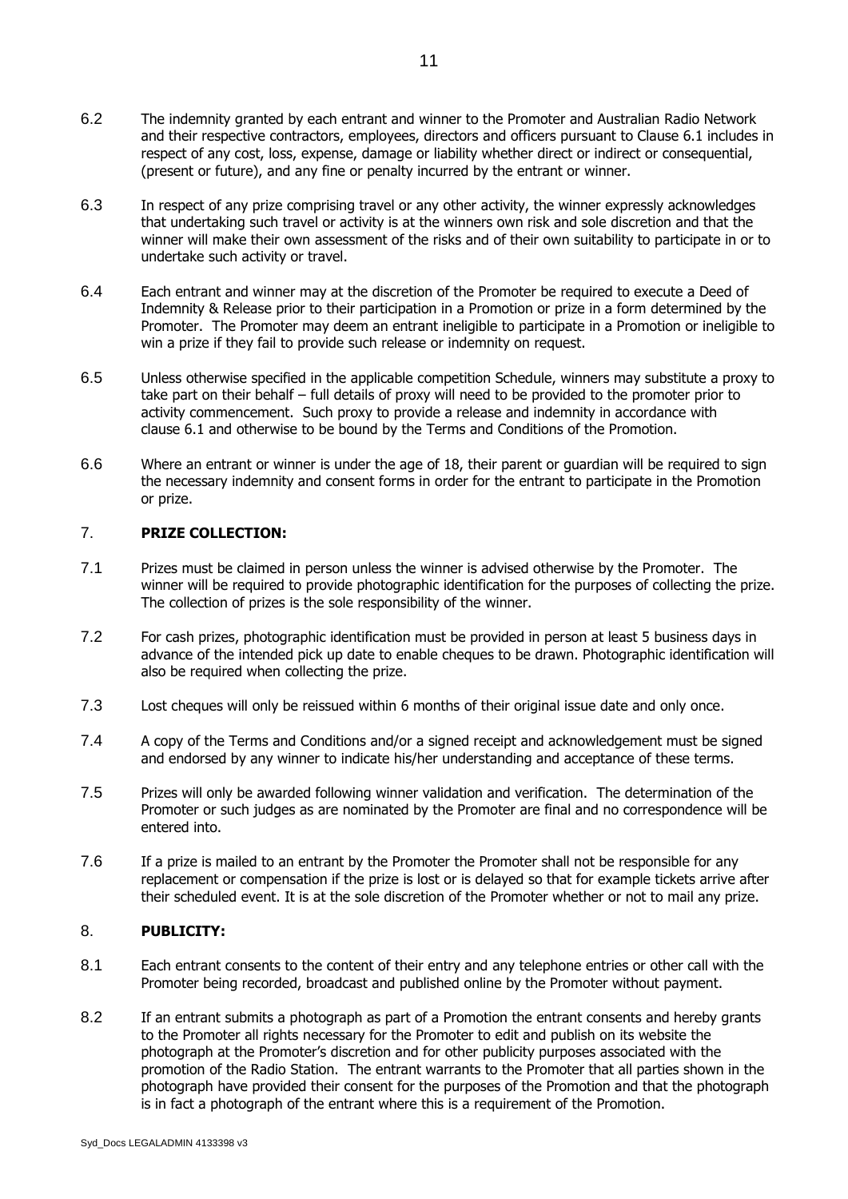6.2 The indemnity granted by each entrant and winner to the Promoter and Australian Radio Network and their respective contractors, employees, directors and officers pursuant to Clause 6.1 includes in respect of any cost, loss, expense, damage or liability whether direct or indirect or consequential, (present or future), and any fine or penalty incurred by the entrant or winner.

6.3 In respect of any prize comprising travel or any other activity, the winner expressly acknowledges that undertaking such travel or activity is at the winners own risk and sole discretion and that the winner will make their own assessment of the risks and of their own suitability to participate in or to undertake such activity or travel.

6.4 Each entrant and winner may at the discretion of the Promoter be required to execute a Deed of Indemnity & Release prior to their participation in a Promotion or prize in a form determined by the Promoter. The Promoter may deem an entrant ineligible to participate in a Promotion or ineligible to win a prize if they fail to provide such release or indemnity on request.

6.5 Unless otherwise specified in the applicable competition Schedule, winners may substitute a proxy to take part on their behalf – full details of proxy will need to be provided to the promoter prior to activity commencement. Such proxy to provide a release and indemnity in accordance with clause 6.1 and otherwise to be bound by the Terms and Conditions of the Promotion.

6.6 Where an entrant or winner is under the age of 18, their parent or guardian will be required to sign the necessary indemnity and consent forms in order for the entrant to participate in the Promotion or prize.

## 7. PRIZE COLLECTION:

7.1 Prizes must be claimed in person unless the winner is advised otherwise by the Promoter. The winner will be required to provide photographic identification for the purposes of collecting the prize. The collection of prizes is the sole responsibility of the winner.

7.2 For cash prizes, photographic identification must be provided in person at least 5 business days in advance of the intended pick up date to enable cheques to be drawn. Photographic identification will also be required when collecting the prize.

7.3 Lost cheques will only be reissued within 6 months of their original issue date and only once.

7.4 A copy of the Terms and Conditions and/or a signed receipt and acknowledgement must be signed and endorsed by any winner to indicate his/her understanding and acceptance of these terms.

7.5 Prizes will only be awarded following winner validation and verification. The determination of the Promoter or such judges as are nominated by the Promoter are final and no correspondence will be entered into.

7.6 If a prize is mailed to an entrant by the Promoter the Promoter shall not be responsible for any replacement or compensation if the prize is lost or is delayed so that for example tickets arrive after their scheduled event. It is at the sole discretion of the Promoter whether or not to mail any prize.

## 8. PUBLICITY:

8.1 Each entrant consents to the content of their entry and any telephone entries or other call with the Promoter being recorded, broadcast and published online by the Promoter without payment.

8.2 If an entrant submits a photograph as part of a Promotion the entrant consents and hereby grants to the Promoter all rights necessary for the Promoter to edit and publish on its website the photograph at the Promoter's discretion and for other publicity purposes associated with the promotion of the Radio Station. The entrant warrants to the Promoter that all parties shown in the photograph have provided their consent for the purposes of the Promotion and that the photograph is in fact a photograph of the entrant where this is a requirement of the Promotion.

Syd_Docs LEGALADMIN 4133398 v3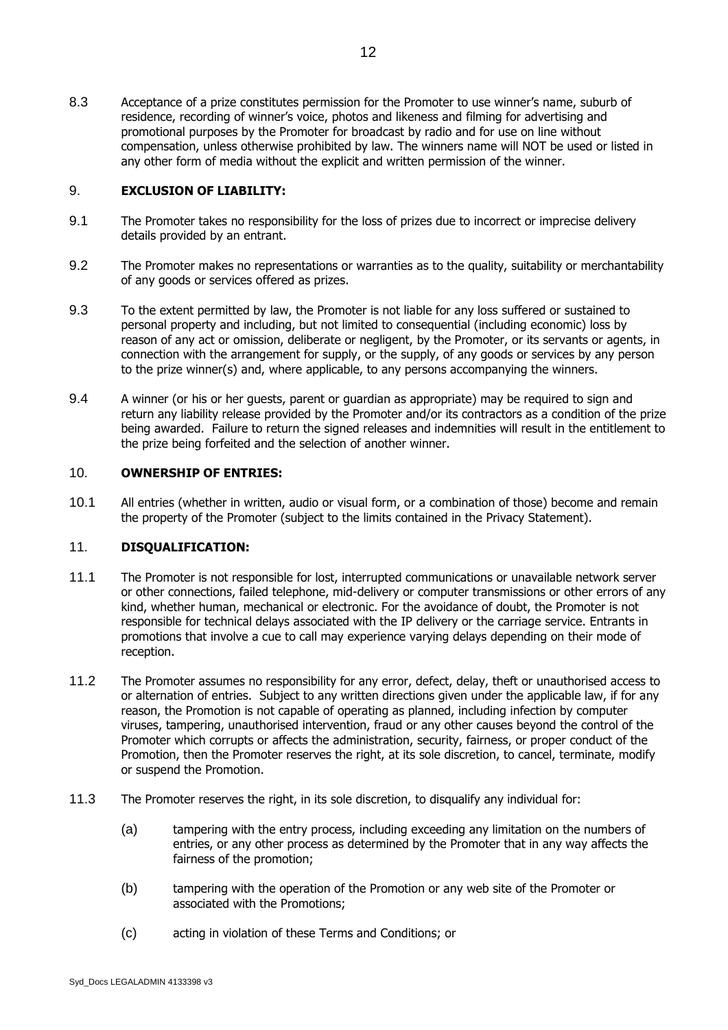8.3 Acceptance of a prize constitutes permission for the Promoter to use winner's name, suburb of residence, recording of winner's voice, photos and likeness and filming for advertising and promotional purposes by the Promoter for broadcast by radio and for use on line without compensation, unless otherwise prohibited by law. The winners name will NOT be used or listed in any other form of media without the explicit and written permission of the winner.

## 9. **EXCLUSION OF LIABILITY:**

9.1 The Promoter takes no responsibility for the loss of prizes due to incorrect or imprecise delivery details provided by an entrant.

9.2 The Promoter makes no representations or warranties as to the quality, suitability or merchantability of any goods or services offered as prizes.

9.3 To the extent permitted by law, the Promoter is not liable for any loss suffered or sustained to personal property and including, but not limited to consequential (including economic) loss by reason of any act or omission, deliberate or negligent, by the Promoter, or its servants or agents, in connection with the arrangement for supply, or the supply, of any goods or services by any person to the prize winner(s) and, where applicable, to any persons accompanying the winners.

9.4 A winner (or his or her guests, parent or guardian as appropriate) may be required to sign and return any liability release provided by the Promoter and/or its contractors as a condition of the prize being awarded. Failure to return the signed releases and indemnities will result in the entitlement to the prize being forfeited and the selection of another winner.

## 10. **OWNERSHIP OF ENTRIES:**

10.1 All entries (whether in written, audio or visual form, or a combination of those) become and remain the property of the Promoter (subject to the limits contained in the Privacy Statement).

## 11. **DISQUALIFICATION:**

11.1 The Promoter is not responsible for lost, interrupted communications or unavailable network server or other connections, failed telephone, mid-delivery or computer transmissions or other errors of any kind, whether human, mechanical or electronic. For the avoidance of doubt, the Promoter is not responsible for technical delays associated with the IP delivery or the carriage service. Entrants in promotions that involve a cue to call may experience varying delays depending on their mode of reception.

11.2 The Promoter assumes no responsibility for any error, defect, delay, theft or unauthorised access to or alternation of entries. Subject to any written directions given under the applicable law, if for any reason, the Promotion is not capable of operating as planned, including infection by computer viruses, tampering, unauthorised intervention, fraud or any other causes beyond the control of the Promoter which corrupts or affects the administration, security, fairness, or proper conduct of the Promotion, then the Promoter reserves the right, at its sole discretion, to cancel, terminate, modify or suspend the Promotion.

11.3 The Promoter reserves the right, in its sole discretion, to disqualify any individual for:

(a) tampering with the entry process, including exceeding any limitation on the numbers of entries, or any other process as determined by the Promoter that in any way affects the fairness of the promotion;

(b) tampering with the operation of the Promotion or any web site of the Promoter or associated with the Promotions;

(c) acting in violation of these Terms and Conditions; or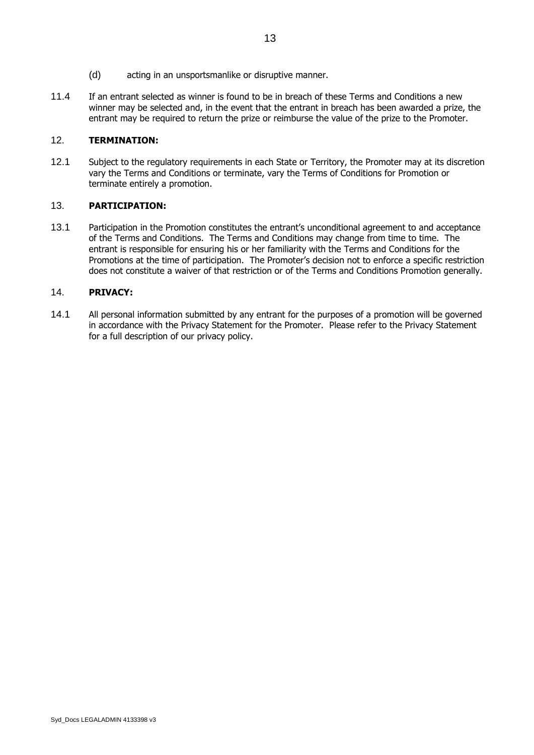(d) acting in an unsportsmanlike or disruptive manner.

11.4 If an entrant selected as winner is found to be in breach of these Terms and Conditions a new winner may be selected and, in the event that the entrant in breach has been awarded a prize, the entrant may be required to return the prize or reimburse the value of the prize to the Promoter.

## 12. **TERMINATION:**

12.1 Subject to the regulatory requirements in each State or Territory, the Promoter may at its discretion vary the Terms and Conditions or terminate, vary the Terms of Conditions for Promotion or terminate entirely a promotion.

## 13. **PARTICIPATION:**

13.1 Participation in the Promotion constitutes the entrant's unconditional agreement to and acceptance of the Terms and Conditions. The Terms and Conditions may change from time to time. The entrant is responsible for ensuring his or her familiarity with the Terms and Conditions for the Promotions at the time of participation. The Promoter's decision not to enforce a specific restriction does not constitute a waiver of that restriction or of the Terms and Conditions Promotion generally.

## 14. **PRIVACY:**

14.1 All personal information submitted by any entrant for the purposes of a promotion will be governed in accordance with the Privacy Statement for the Promoter. Please refer to the Privacy Statement for a full description of our privacy policy.